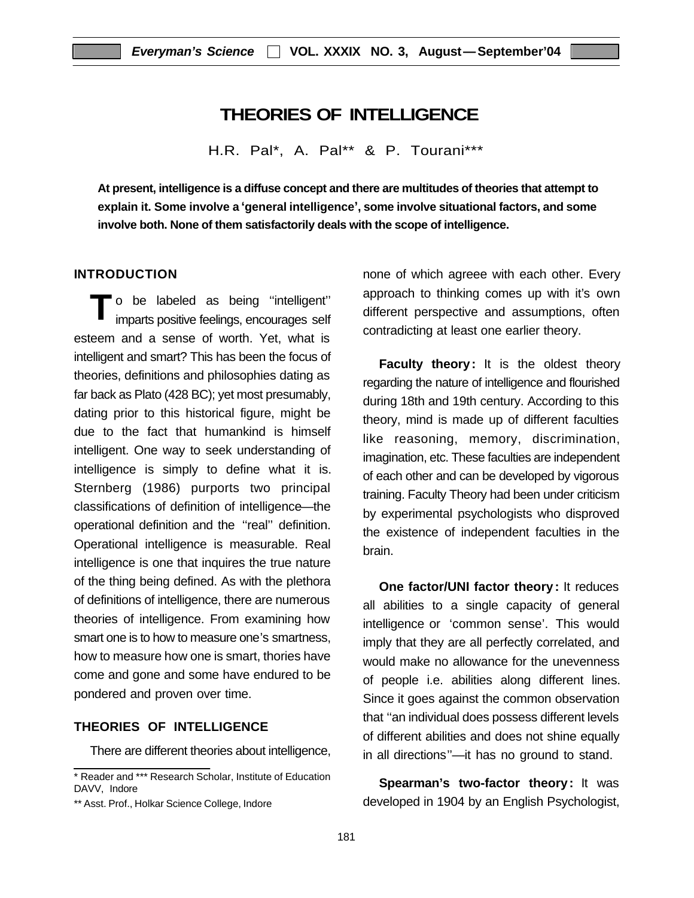# THEORIES OF INTELLIGENCE

H.R. Pal*, A. Pal** & P. Tourani***

**At present, intelligence is a diffuse concept and there are multitudes of theories that attempt to explain it. Some involve a 'general intelligence', some involve situational factors, and some involve both. None of them satisfactorily deals with the scope of intelligence.**

## INTRODUCTION

To be labeled as being ''intelligent'' imparts positive feelings, encourages self esteem and a sense of worth. Yet, what is intelligent and smart? This has been the focus of theories, definitions and philosophies dating as far back as Plato (428 BC); yet most presumably, dating prior to this historical figure, might be due to the fact that humankind is himself intelligent. One way to seek understanding of intelligence is simply to define what it is. Sternberg (1986) purports two principal classifications of definition of intelligence—the operational definition and the ''real'' definition. Operational intelligence is measurable. Real intelligence is one that inquires the true nature of the thing being defined. As with the plethora of definitions of intelligence, there are numerous theories of intelligence. From examining how smart one is to how to measure one's smartness, how to measure how one is smart, thories have come and gone and some have endured to be pondered and proven over time.

## THEORIES OF INTELLIGENCE

There are different theories about intelligence, none of which agreee with each other. Every approach to thinking comes up with it's own different perspective and assumptions, often contradicting at least one earlier theory.

**Faculty theory:** It is the oldest theory regarding the nature of intelligence and flourished during 18th and 19th century. According to this theory, mind is made up of different faculties like reasoning, memory, discrimination, imagination, etc. These faculties are independent of each other and can be developed by vigorous training. Faculty Theory had been under criticism by experimental psychologists who disproved the existence of independent faculties in the brain.

**One factor/UNI factor theory:** It reduces all abilities to a single capacity of general intelligence or 'common sense'. This would imply that they are all perfectly correlated, and would make no allowance for the unevenness of people i.e. abilities along different lines. Since it goes against the common observation that ''an individual does possess different levels of different abilities and does not shine equally in all directions''—it has no ground to stand.

**Spearman's two-factor theory:** It was developed in 1904 by an English Psychologist,

---

\* Reader and *** Research Scholar, Institute of Education DAVV, Indore

** Asst. Prof., Holkar Science College, Indore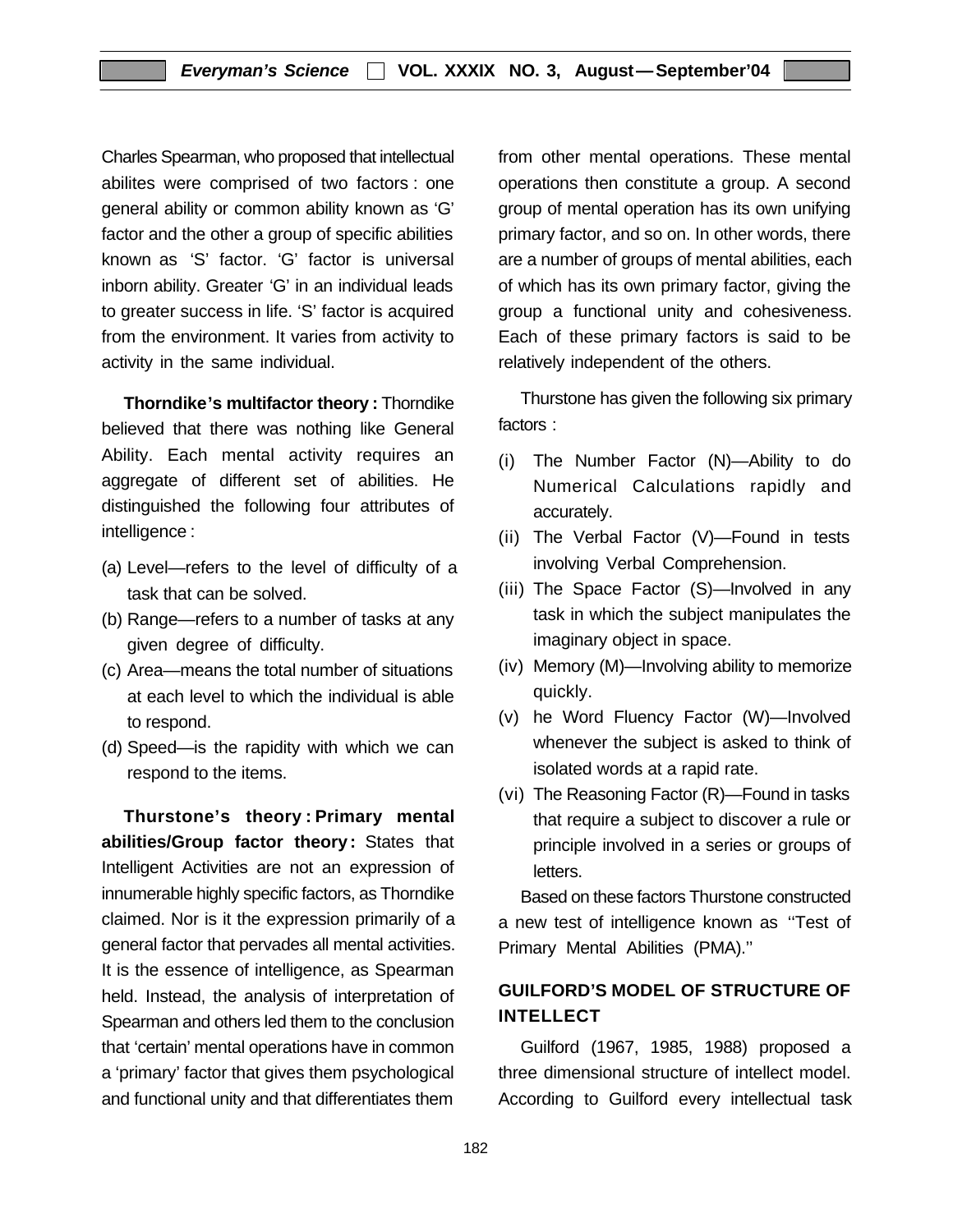Charles Spearman, who proposed that intellectual abilites were comprised of two factors : one general ability or common ability known as 'G' factor and the other a group of specific abilities known as 'S' factor. 'G' factor is universal inborn ability. Greater 'G' in an individual leads to greater success in life. 'S' factor is acquired from the environment. It varies from activity to activity in the same individual.

**Thorndike's multifactor theory :** Thorndike believed that there was nothing like General Ability. Each mental activity requires an aggregate of different set of abilities. He distinguished the following four attributes of intelligence :

(a) Level—refers to the level of difficulty of a task that can be solved.

(b) Range—refers to a number of tasks at any given degree of difficulty.

(c) Area—means the total number of situations at each level to which the individual is able to respond.

(d) Speed—is the rapidity with which we can respond to the items.

**Thurstone's theory : Primary mental abilities/Group factor theory :** States that Intelligent Activities are not an expression of innumerable highly specific factors, as Thorndike claimed. Nor is it the expression primarily of a general factor that pervades all mental activities. It is the essence of intelligence, as Spearman held. Instead, the analysis of interpretation of Spearman and others led them to the conclusion that 'certain' mental operations have in common a 'primary' factor that gives them psychological and functional unity and that differentiates them from other mental operations. These mental operations then constitute a group. A second group of mental operation has its own unifying primary factor, and so on. In other words, there are a number of groups of mental abilities, each of which has its own primary factor, giving the group a functional unity and cohesiveness. Each of these primary factors is said to be relatively independent of the others.

Thurstone has given the following six primary factors :

(i) The Number Factor (N)—Ability to do Numerical Calculations rapidly and accurately.

(ii) The Verbal Factor (V)—Found in tests involving Verbal Comprehension.

(iii) The Space Factor (S)—Involved in any task in which the subject manipulates the imaginary object in space.

(iv) Memory (M)—Involving ability to memorize quickly.

(v) he Word Fluency Factor (W)—Involved whenever the subject is asked to think of isolated words at a rapid rate.

(vi) The Reasoning Factor (R)—Found in tasks that require a subject to discover a rule or principle involved in a series or groups of letters.

Based on these factors Thurstone constructed a new test of intelligence known as ''Test of Primary Mental Abilities (PMA).''

## GUILFORD'S MODEL OF STRUCTURE OF INTELLECT

Guilford (1967, 1985, 1988) proposed a three dimensional structure of intellect model. According to Guilford every intellectual task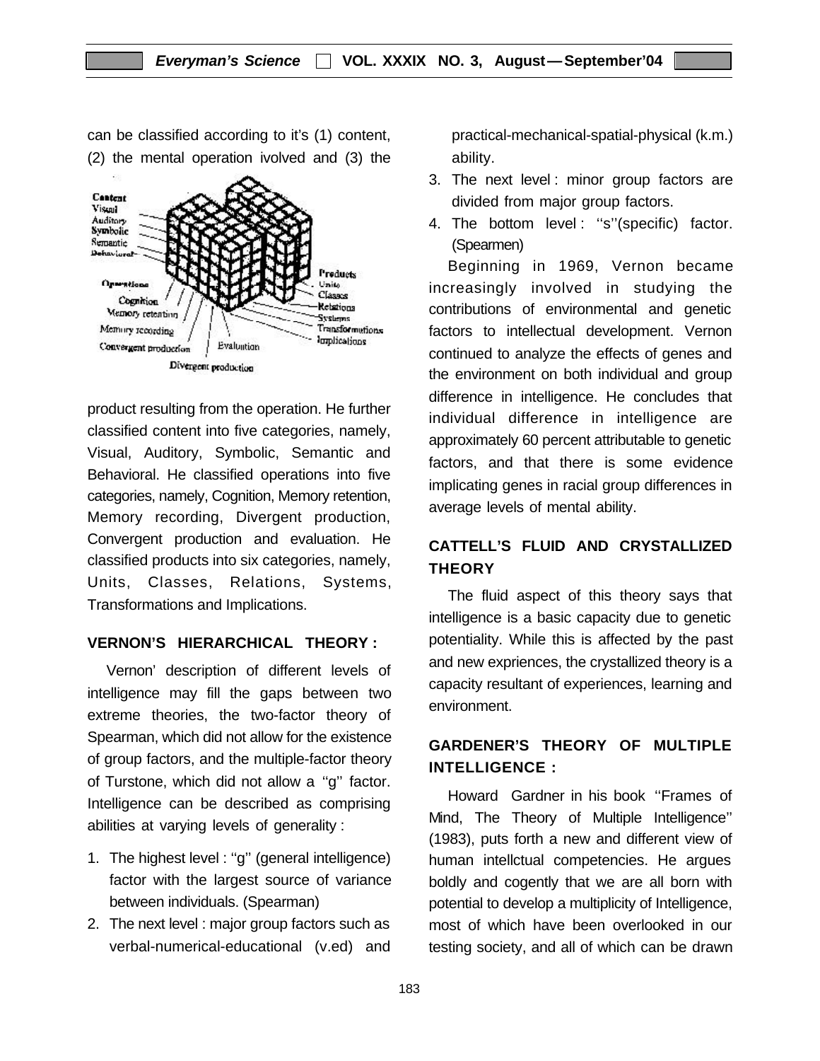can be classified according to it's (1) content, (2) the mental operation ivolved and (3) the product resulting from the operation. He further classified content into five categories, namely, Visual, Auditory, Symbolic, Semantic and Behavioral. He classified operations into five categories, namely, Cognition, Memory retention, Memory recording, Divergent production, Convergent production and evaluation. He classified products into six categories, namely, Units, Classes, Relations, Systems, Transformations and Implications.

## VERNON'S HIERARCHICAL THEORY :

Vernon' description of different levels of intelligence may fill the gaps between two extreme theories, the two-factor theory of Spearman, which did not allow for the existence of group factors, and the multiple-factor theory of Turstone, which did not allow a ''g'' factor. Intelligence can be described as comprising abilities at varying levels of generality :

1. The highest level : ''g'' (general intelligence) factor with the largest source of variance between individuals. (Spearman)
2. The next level : major group factors such as verbal-numerical-educational (v.ed) and practical-mechanical-spatial-physical (k.m.) ability.
3. The next level : minor group factors are divided from major group factors.
4. The bottom level : ''s''(specific) factor. (Spearmen)

Beginning in 1969, Vernon became increasingly involved in studying the contributions of environmental and genetic factors to intellectual development. Vernon continued to analyze the effects of genes and the environment on both individual and group difference in intelligence. He concludes that individual difference in intelligence are approximately 60 percent attributable to genetic factors, and that there is some evidence implicating genes in racial group differences in average levels of mental ability.

## CATTELL'S FLUID AND CRYSTALLIZED THEORY

The fluid aspect of this theory says that intelligence is a basic capacity due to genetic potentiality. While this is affected by the past and new expriences, the crystallized theory is a capacity resultant of experiences, learning and environment.

## GARDENER'S THEORY OF MULTIPLE INTELLIGENCE :

Howard Gardner in his book ''Frames of Mind, The Theory of Multiple Intelligence'' (1983), puts forth a new and different view of human intellctual competencies. He argues boldly and cogently that we are all born with potential to develop a multiplicity of Intelligence, most of which have been overlooked in our testing society, and all of which can be drawn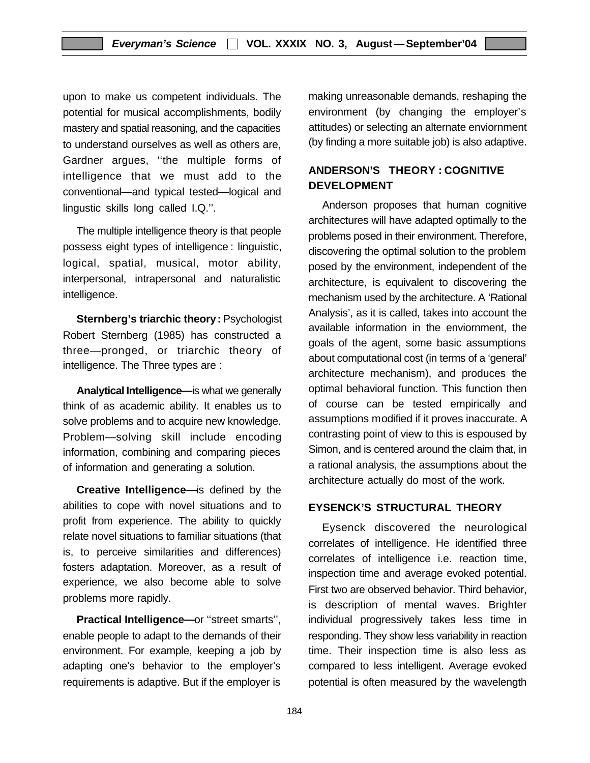upon to make us competent individuals. The potential for musical accomplishments, bodily mastery and spatial reasoning, and the capacities to understand ourselves as well as others are, Gardner argues, ''the multiple forms of intelligence that we must add to the conventional—and typical tested—logical and lingustic skills long called I.Q.''.

The multiple intelligence theory is that people possess eight types of intelligence : linguistic, logical, spatial, musical, motor ability, interpersonal, intrapersonal and naturalistic intelligence.

**Sternberg's triarchic theory :** Psychologist Robert Sternberg (1985) has constructed a three—pronged, or triarchic theory of intelligence. The Three types are :

**Analytical Intelligence—**is what we generally think of as academic ability. It enables us to solve problems and to acquire new knowledge. Problem—solving skill include encoding information, combining and comparing pieces of information and generating a solution.

**Creative Intelligence—**is defined by the abilities to cope with novel situations and to profit from experience. The ability to quickly relate novel situations to familiar situations (that is, to perceive similarities and differences) fosters adaptation. Moreover, as a result of experience, we also become able to solve problems more rapidly.

**Practical Intelligence—**or ''street smarts'', enable people to adapt to the demands of their environment. For example, keeping a job by adapting one's behavior to the employer's requirements is adaptive. But if the employer is making unreasonable demands, reshaping the environment (by changing the employer's attitudes) or selecting an alternate enviornment (by finding a more suitable job) is also adaptive.

## ANDERSON'S THEORY : COGNITIVE DEVELOPMENT

Anderson proposes that human cognitive architectures will have adapted optimally to the problems posed in their environment. Therefore, discovering the optimal solution to the problem posed by the environment, independent of the architecture, is equivalent to discovering the mechanism used by the architecture. A 'Rational Analysis', as it is called, takes into account the available information in the enviornment, the goals of the agent, some basic assumptions about computational cost (in terms of a 'general' architecture mechanism), and produces the optimal behavioral function. This function then of course can be tested empirically and assumptions modified if it proves inaccurate. A contrasting point of view to this is espoused by Simon, and is centered around the claim that, in a rational analysis, the assumptions about the architecture actually do most of the work.

## EYSENCK'S STRUCTURAL THEORY

Eysenck discovered the neurological correlates of intelligence. He identified three correlates of intelligence i.e. reaction time, inspection time and average evoked potential. First two are observed behavior. Third behavior, is description of mental waves. Brighter individual progressively takes less time in responding. They show less variability in reaction time. Their inspection time is also less as compared to less intelligent. Average evoked potential is often measured by the wavelength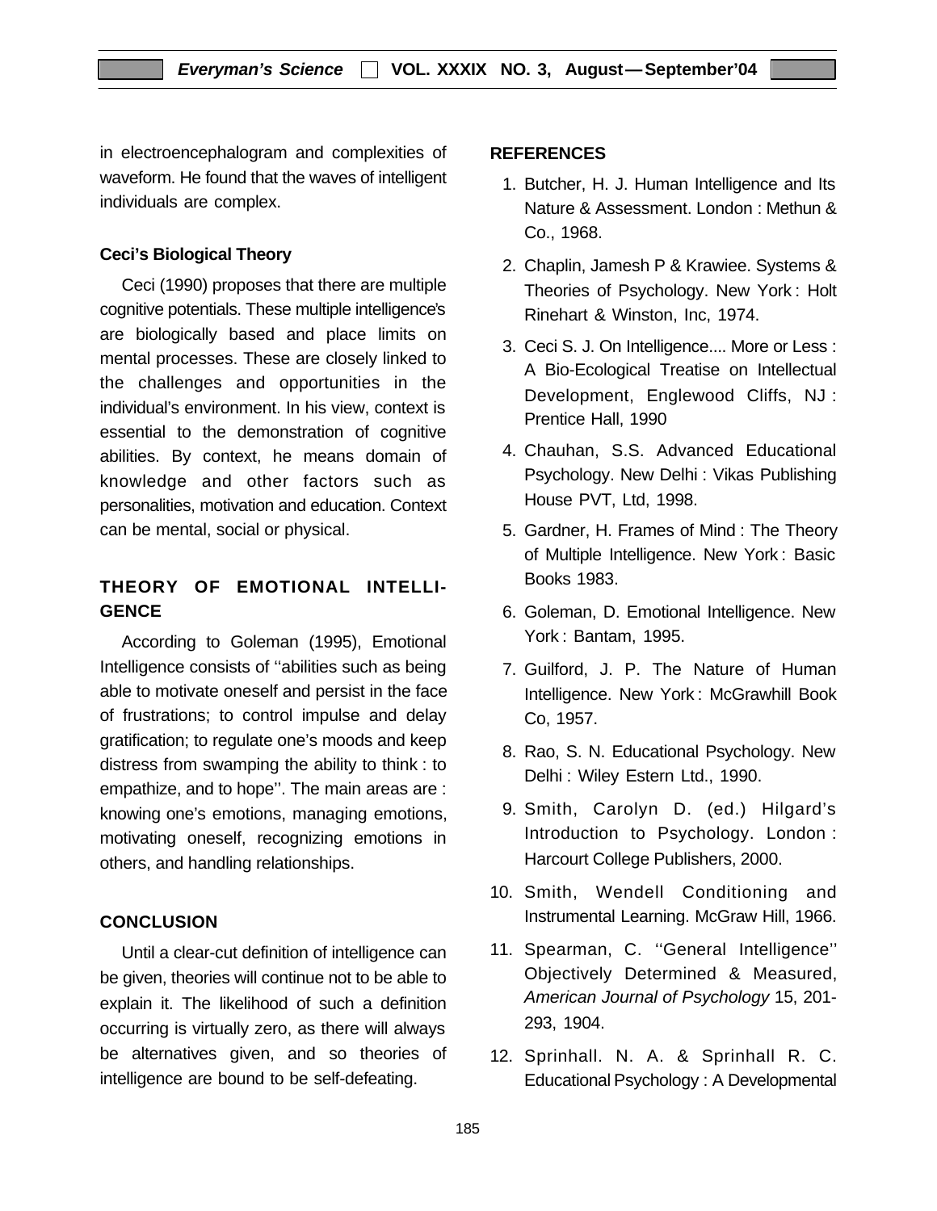in electroencephalogram and complexities of waveform. He found that the waves of intelligent individuals are complex.

### Ceci's Biological Theory

Ceci (1990) proposes that there are multiple cognitive potentials. These multiple intelligence's are biologically based and place limits on mental processes. These are closely linked to the challenges and opportunities in the individual's environment. In his view, context is essential to the demonstration of cognitive abilities. By context, he means domain of knowledge and other factors such as personalities, motivation and education. Context can be mental, social or physical.

## THEORY OF EMOTIONAL INTELLIGENCE

According to Goleman (1995), Emotional Intelligence consists of ''abilities such as being able to motivate oneself and persist in the face of frustrations; to control impulse and delay gratification; to regulate one's moods and keep distress from swamping the ability to think : to empathize, and to hope''. The main areas are : knowing one's emotions, managing emotions, motivating oneself, recognizing emotions in others, and handling relationships.

## CONCLUSION

Until a clear-cut definition of intelligence can be given, theories will continue not to be able to explain it. The likelihood of such a definition occurring is virtually zero, as there will always be alternatives given, and so theories of intelligence are bound to be self-defeating.

## REFERENCES

1. Butcher, H. J. Human Intelligence and Its Nature & Assessment. London : Methun & Co., 1968.
2. Chaplin, Jamesh P & Krawiee. Systems & Theories of Psychology. New York : Holt Rinehart & Winston, Inc, 1974.
3. Ceci S. J. On Intelligence.... More or Less : A Bio-Ecological Treatise on Intellectual Development, Englewood Cliffs, NJ : Prentice Hall, 1990
4. Chauhan, S.S. Advanced Educational Psychology. New Delhi : Vikas Publishing House PVT, Ltd, 1998.
5. Gardner, H. Frames of Mind : The Theory of Multiple Intelligence. New York : Basic Books 1983.
6. Goleman, D. Emotional Intelligence. New York : Bantam, 1995.
7. Guilford, J. P. The Nature of Human Intelligence. New York : McGrawhill Book Co, 1957.
8. Rao, S. N. Educational Psychology. New Delhi : Wiley Estern Ltd., 1990.
9. Smith, Carolyn D. (ed.) Hilgard's Introduction to Psychology. London : Harcourt College Publishers, 2000.
10. Smith, Wendell Conditioning and Instrumental Learning. McGraw Hill, 1966.
11. Spearman, C. ''General Intelligence'' Objectively Determined & Measured, *American Journal of Psychology* 15, 201-293, 1904.
12. Sprinhall. N. A. & Sprinhall R. C. Educational Psychology : A Developmental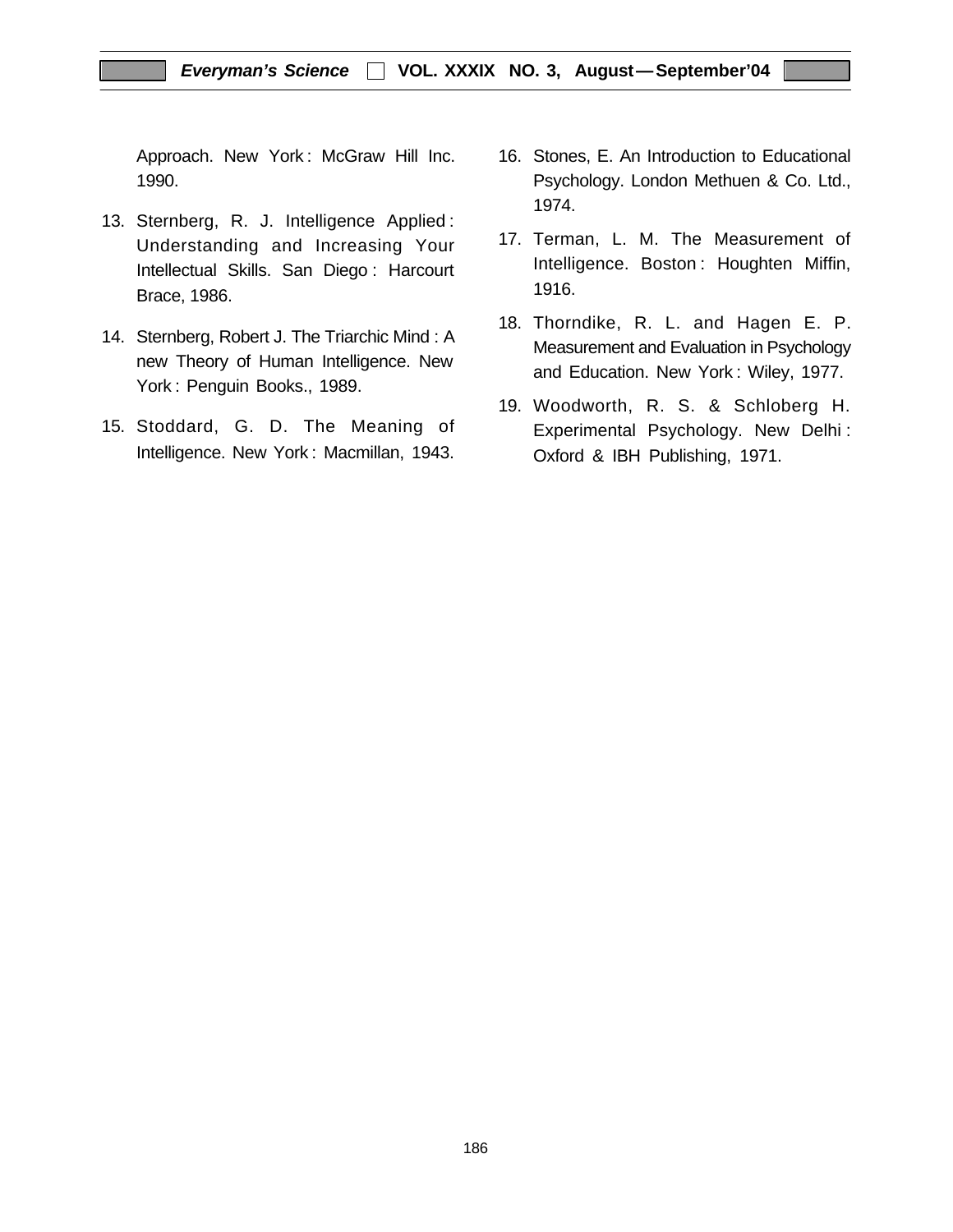Approach. New York : McGraw Hill Inc. 1990.

13. Sternberg, R. J. Intelligence Applied : Understanding and Increasing Your Intellectual Skills. San Diego : Harcourt Brace, 1986.

14. Sternberg, Robert J. The Triarchic Mind : A new Theory of Human Intelligence. New York : Penguin Books., 1989.

15. Stoddard, G. D. The Meaning of Intelligence. New York : Macmillan, 1943.

16. Stones, E. An Introduction to Educational Psychology. London Methuen & Co. Ltd., 1974.

17. Terman, L. M. The Measurement of Intelligence. Boston : Houghten Miffin, 1916.

18. Thorndike, R. L. and Hagen E. P. Measurement and Evaluation in Psychology and Education. New York : Wiley, 1977.

19. Woodworth, R. S. & Schloberg H. Experimental Psychology. New Delhi : Oxford & IBH Publishing, 1971.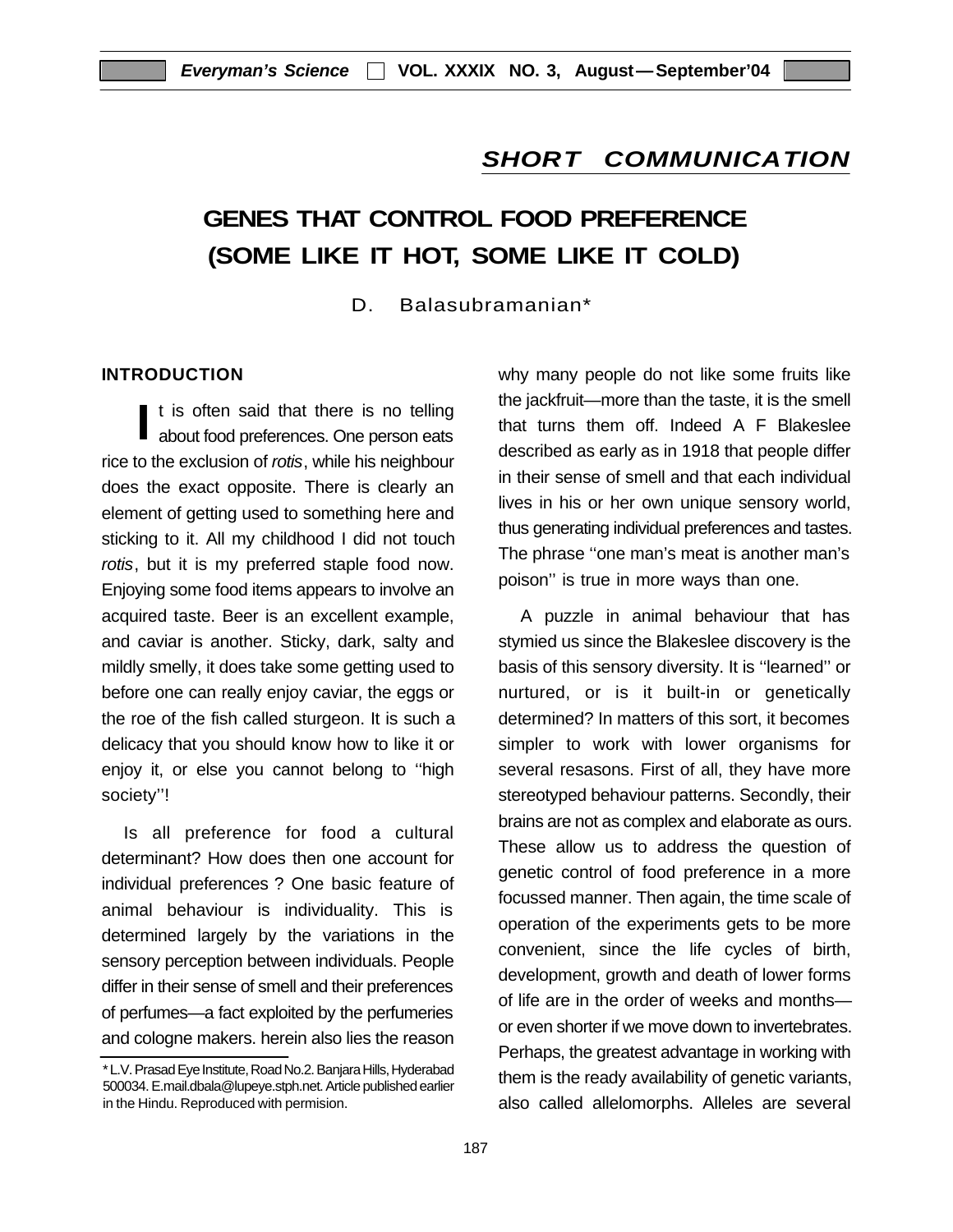## SHORT COMMUNICATION

# GENES THAT CONTROL FOOD PREFERENCE (SOME LIKE IT HOT, SOME LIKE IT COLD)

D. Balasubramanian*

### INTRODUCTION

It is often said that there is no telling about food preferences. One person eats rice to the exclusion of *rotis*, while his neighbour does the exact opposite. There is clearly an element of getting used to something here and sticking to it. All my childhood I did not touch *rotis*, but it is my preferred staple food now. Enjoying some food items appears to involve an acquired taste. Beer is an excellent example, and caviar is another. Sticky, dark, salty and mildly smelly, it does take some getting used to before one can really enjoy caviar, the eggs or the roe of the fish called sturgeon. It is such a delicacy that you should know how to like it or enjoy it, or else you cannot belong to ''high society''!

Is all preference for food a cultural determinant? How does then one account for individual preferences ? One basic feature of animal behaviour is individuality. This is determined largely by the variations in the sensory perception between individuals. People differ in their sense of smell and their preferences of perfumes—a fact exploited by the perfumeries and cologne makers. herein also lies the reason why many people do not like some fruits like the jackfruit—more than the taste, it is the smell that turns them off. Indeed A F Blakeslee described as early as in 1918 that people differ in their sense of smell and that each individual lives in his or her own unique sensory world, thus generating individual preferences and tastes. The phrase ''one man's meat is another man's poison'' is true in more ways than one.

A puzzle in animal behaviour that has stymied us since the Blakeslee discovery is the basis of this sensory diversity. It is ''learned'' or nurtured, or is it built-in or genetically determined? In matters of this sort, it becomes simpler to work with lower organisms for several resasons. First of all, they have more stereotyped behaviour patterns. Secondly, their brains are not as complex and elaborate as ours. These allow us to address the question of genetic control of food preference in a more focussed manner. Then again, the time scale of operation of the experiments gets to be more convenient, since the life cycles of birth, development, growth and death of lower forms of life are in the order of weeks and months—or even shorter if we move down to invertebrates. Perhaps, the greatest advantage in working with them is the ready availability of genetic variants, also called allelomorphs. Alleles are several

* L.V. Prasad Eye Institute, Road No.2. Banjara Hills, Hyderabad 500034. E.mail.dbala@lupeye.stph.net. Article published earlier in the Hindu. Reproduced with permision.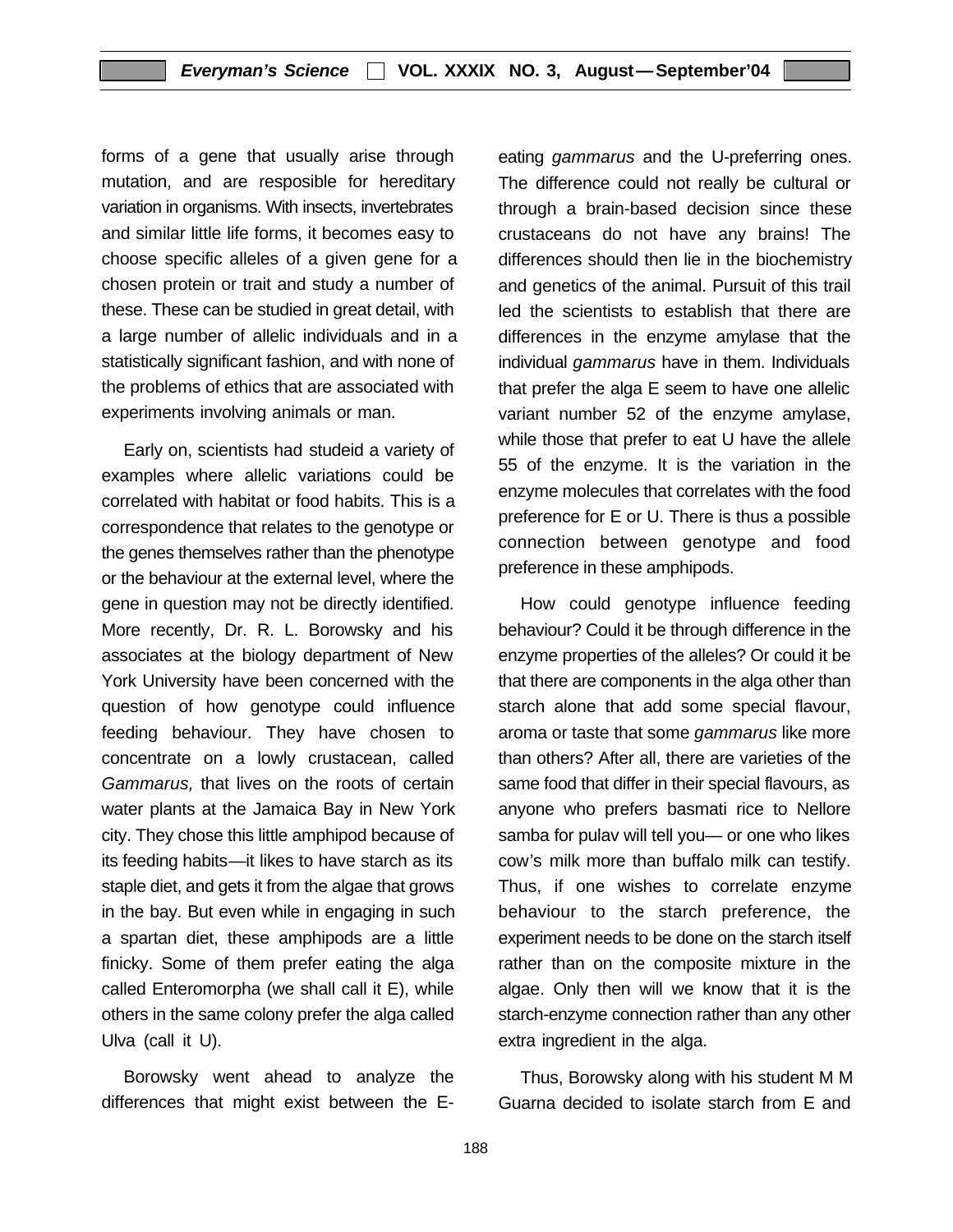forms of a gene that usually arise through mutation, and are resposible for hereditary variation in organisms. With insects, invertebrates and similar little life forms, it becomes easy to choose specific alleles of a given gene for a chosen protein or trait and study a number of these. These can be studied in great detail, with a large number of allelic individuals and in a statistically significant fashion, and with none of the problems of ethics that are associated with experiments involving animals or man.

Early on, scientists had studeid a variety of examples where allelic variations could be correlated with habitat or food habits. This is a correspondence that relates to the genotype or the genes themselves rather than the phenotype or the behaviour at the external level, where the gene in question may not be directly identified. More recently, Dr. R. L. Borowsky and his associates at the biology department of New York University have been concerned with the question of how genotype could influence feeding behaviour. They have chosen to concentrate on a lowly crustacean, called *Gammarus,* that lives on the roots of certain water plants at the Jamaica Bay in New York city. They chose this little amphipod because of its feeding habits—it likes to have starch as its staple diet, and gets it from the algae that grows in the bay. But even while in engaging in such a spartan diet, these amphipods are a little finicky. Some of them prefer eating the alga called Enteromorpha (we shall call it E), while others in the same colony prefer the alga called Ulva (call it U).

Borowsky went ahead to analyze the differences that might exist between the E-eating *gammarus* and the U-preferring ones. The difference could not really be cultural or through a brain-based decision since these crustaceans do not have any brains! The differences should then lie in the biochemistry and genetics of the animal. Pursuit of this trail led the scientists to establish that there are differences in the enzyme amylase that the individual *gammarus* have in them. Individuals that prefer the alga E seem to have one allelic variant number 52 of the enzyme amylase, while those that prefer to eat U have the allele 55 of the enzyme. It is the variation in the enzyme molecules that correlates with the food preference for E or U. There is thus a possible connection between genotype and food preference in these amphipods.

How could genotype influence feeding behaviour? Could it be through difference in the enzyme properties of the alleles? Or could it be that there are components in the alga other than starch alone that add some special flavour, aroma or taste that some *gammarus* like more than others? After all, there are varieties of the same food that differ in their special flavours, as anyone who prefers basmati rice to Nellore samba for pulav will tell you— or one who likes cow's milk more than buffalo milk can testify. Thus, if one wishes to correlate enzyme behaviour to the starch preference, the experiment needs to be done on the starch itself rather than on the composite mixture in the algae. Only then will we know that it is the starch-enzyme connection rather than any other extra ingredient in the alga.

Thus, Borowsky along with his student M M Guarna decided to isolate starch from E and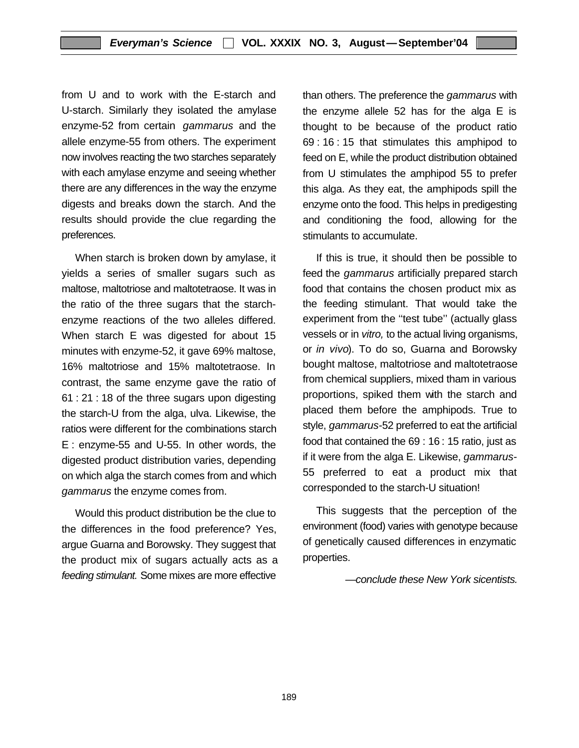from U and to work with the E-starch and U-starch. Similarly they isolated the amylase enzyme-52 from certain *gammarus* and the allele enzyme-55 from others. The experiment now involves reacting the two starches separately with each amylase enzyme and seeing whether there are any differences in the way the enzyme digests and breaks down the starch. And the results should provide the clue regarding the preferences.

When starch is broken down by amylase, it yields a series of smaller sugars such as maltose, maltotriose and maltotetraose. It was in the ratio of the three sugars that the starch-enzyme reactions of the two alleles differed. When starch E was digested for about 15 minutes with enzyme-52, it gave 69% maltose, 16% maltotriose and 15% maltotetraose. In contrast, the same enzyme gave the ratio of 61 : 21 : 18 of the three sugars upon digesting the starch-U from the alga, ulva. Likewise, the ratios were different for the combinations starch E : enzyme-55 and U-55. In other words, the digested product distribution varies, depending on which alga the starch comes from and which *gammarus* the enzyme comes from.

Would this product distribution be the clue to the differences in the food preference? Yes, argue Guarna and Borowsky. They suggest that the product mix of sugars actually acts as a *feeding stimulant.* Some mixes are more effective than others. The preference the *gammarus* with the enzyme allele 52 has for the alga E is thought to be because of the product ratio 69 : 16 : 15 that stimulates this amphipod to feed on E, while the product distribution obtained from U stimulates the amphipod 55 to prefer this alga. As they eat, the amphipods spill the enzyme onto the food. This helps in predigesting and conditioning the food, allowing for the stimulants to accumulate.

If this is true, it should then be possible to feed the *gammarus* artificially prepared starch food that contains the chosen product mix as the feeding stimulant. That would take the experiment from the ''test tube'' (actually glass vessels or in *vitro,* to the actual living organisms, or *in vivo*). To do so, Guarna and Borowsky bought maltose, maltotriose and maltotetraose from chemical suppliers, mixed tham in various proportions, spiked them with the starch and placed them before the amphipods. True to style, *gammarus*-52 preferred to eat the artificial food that contained the 69 : 16 : 15 ratio, just as if it were from the alga E. Likewise, *gammarus*-55 preferred to eat a product mix that corresponded to the starch-U situation!

This suggests that the perception of the environment (food) varies with genotype because of genetically caused differences in enzymatic properties.

*—conclude these New York sicentists.*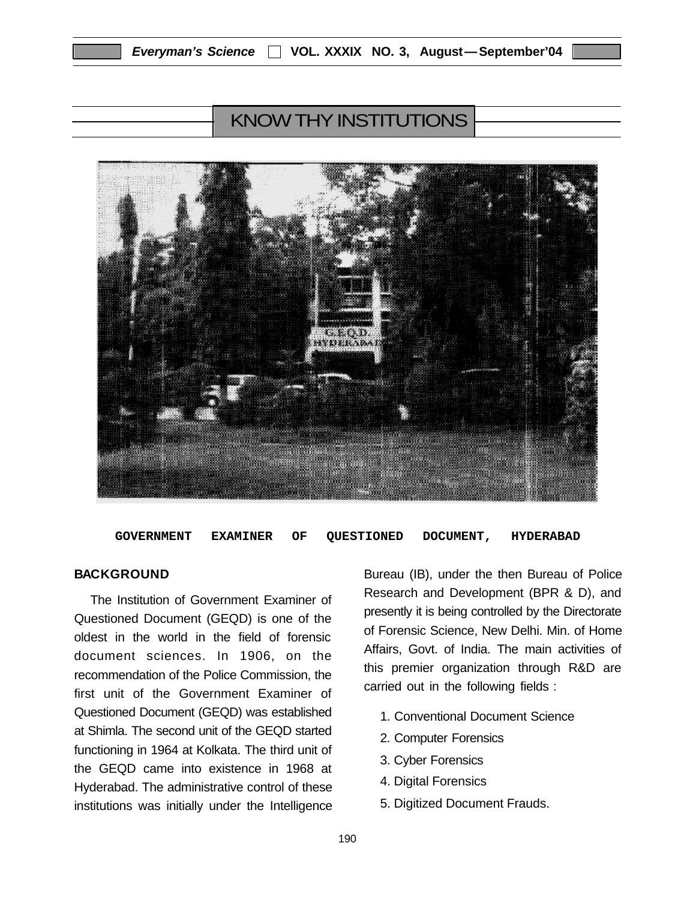## KNOW THY INSTITUTIONS

**GOVERNMENT EXAMINER OF QUESTIONED DOCUMENT, HYDERABAD**

### BACKGROUND

The Institution of Government Examiner of Questioned Document (GEQD) is one of the oldest in the world in the field of forensic document sciences. In 1906, on the recommendation of the Police Commission, the first unit of the Government Examiner of Questioned Document (GEQD) was established at Shimla. The second unit of the GEQD started functioning in 1964 at Kolkata. The third unit of the GEQD came into existence in 1968 at Hyderabad. The administrative control of these institutions was initially under the Intelligence Bureau (IB), under the then Bureau of Police Research and Development (BPR & D), and presently it is being controlled by the Directorate of Forensic Science, New Delhi. Min. of Home Affairs, Govt. of India. The main activities of this premier organization through R&D are carried out in the following fields :

1. Conventional Document Science
2. Computer Forensics
3. Cyber Forensics
4. Digital Forensics
5. Digitized Document Frauds.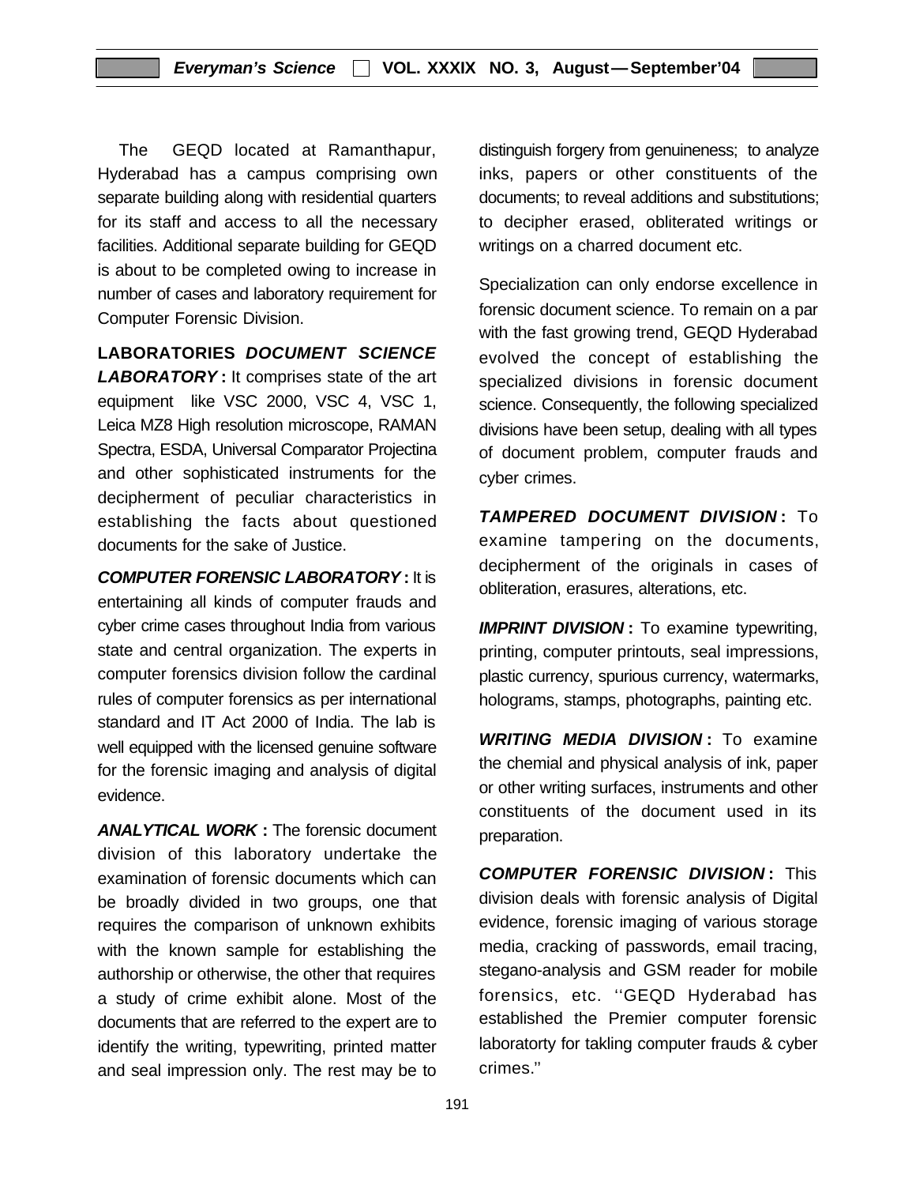The GEQD located at Ramanthapur, Hyderabad has a campus comprising own separate building along with residential quarters for its staff and access to all the necessary facilities. Additional separate building for GEQD is about to be completed owing to increase in number of cases and laboratory requirement for Computer Forensic Division.

**LABORATORIES *DOCUMENT SCIENCE LABORATORY* :** It comprises state of the art equipment like VSC 2000, VSC 4, VSC 1, Leica MZ8 High resolution microscope, RAMAN Spectra, ESDA, Universal Comparator Projectina and other sophisticated instruments for the decipherment of peculiar characteristics in establishing the facts about questioned documents for the sake of Justice.

***COMPUTER FORENSIC LABORATORY* :** It is entertaining all kinds of computer frauds and cyber crime cases throughout India from various state and central organization. The experts in computer forensics division follow the cardinal rules of computer forensics as per international standard and IT Act 2000 of India. The lab is well equipped with the licensed genuine software for the forensic imaging and analysis of digital evidence.

***ANALYTICAL WORK* :** The forensic document division of this laboratory undertake the examination of forensic documents which can be broadly divided in two groups, one that requires the comparison of unknown exhibits with the known sample for establishing the authorship or otherwise, the other that requires a study of crime exhibit alone. Most of the documents that are referred to the expert are to identify the writing, typewriting, printed matter and seal impression only. The rest may be to distinguish forgery from genuineness; to analyze inks, papers or other constituents of the documents; to reveal additions and substitutions; to decipher erased, obliterated writings or writings on a charred document etc.

Specialization can only endorse excellence in forensic document science. To remain on a par with the fast growing trend, GEQD Hyderabad evolved the concept of establishing the specialized divisions in forensic document science. Consequently, the following specialized divisions have been setup, dealing with all types of document problem, computer frauds and cyber crimes.

***TAMPERED DOCUMENT DIVISION* :** To examine tampering on the documents, decipherment of the originals in cases of obliteration, erasures, alterations, etc.

***IMPRINT DIVISION* :** To examine typewriting, printing, computer printouts, seal impressions, plastic currency, spurious currency, watermarks, holograms, stamps, photographs, painting etc.

***WRITING MEDIA DIVISION* :** To examine the chemial and physical analysis of ink, paper or other writing surfaces, instruments and other constituents of the document used in its preparation.

***COMPUTER FORENSIC DIVISION* :** This division deals with forensic analysis of Digital evidence, forensic imaging of various storage media, cracking of passwords, email tracing, stegano-analysis and GSM reader for mobile forensics, etc. ''GEQD Hyderabad has established the Premier computer forensic laboratorty for takling computer frauds & cyber crimes.''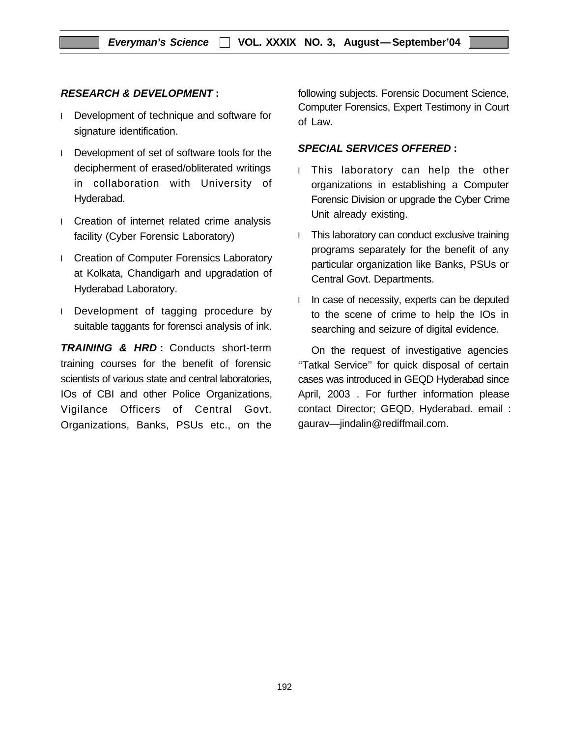***RESEARCH & DEVELOPMENT*** **:**

- Development of technique and software for signature identification.
- Development of set of software tools for the decipherment of erased/obliterated writings in collaboration with University of Hyderabad.
- Creation of internet related crime analysis facility (Cyber Forensic Laboratory)
- Creation of Computer Forensics Laboratory at Kolkata, Chandigarh and upgradation of Hyderabad Laboratory.
- Development of tagging procedure by suitable taggants for forensci analysis of ink.

***TRAINING & HRD*** **:** Conducts short-term training courses for the benefit of forensic scientists of various state and central laboratories, IOs of CBI and other Police Organizations, Vigilance Officers of Central Govt. Organizations, Banks, PSUs etc., on the following subjects. Forensic Document Science, Computer Forensics, Expert Testimony in Court of Law.

***SPECIAL SERVICES OFFERED*** **:**

- This laboratory can help the other organizations in establishing a Computer Forensic Division or upgrade the Cyber Crime Unit already existing.
- This laboratory can conduct exclusive training programs separately for the benefit of any particular organization like Banks, PSUs or Central Govt. Departments.
- In case of necessity, experts can be deputed to the scene of crime to help the IOs in searching and seizure of digital evidence.

On the request of investigative agencies ''Tatkal Service'' for quick disposal of certain cases was introduced in GEQD Hyderabad since April, 2003 . For further information please contact Director; GEQD, Hyderabad. email : gaurav—jindalin@rediffmail.com.